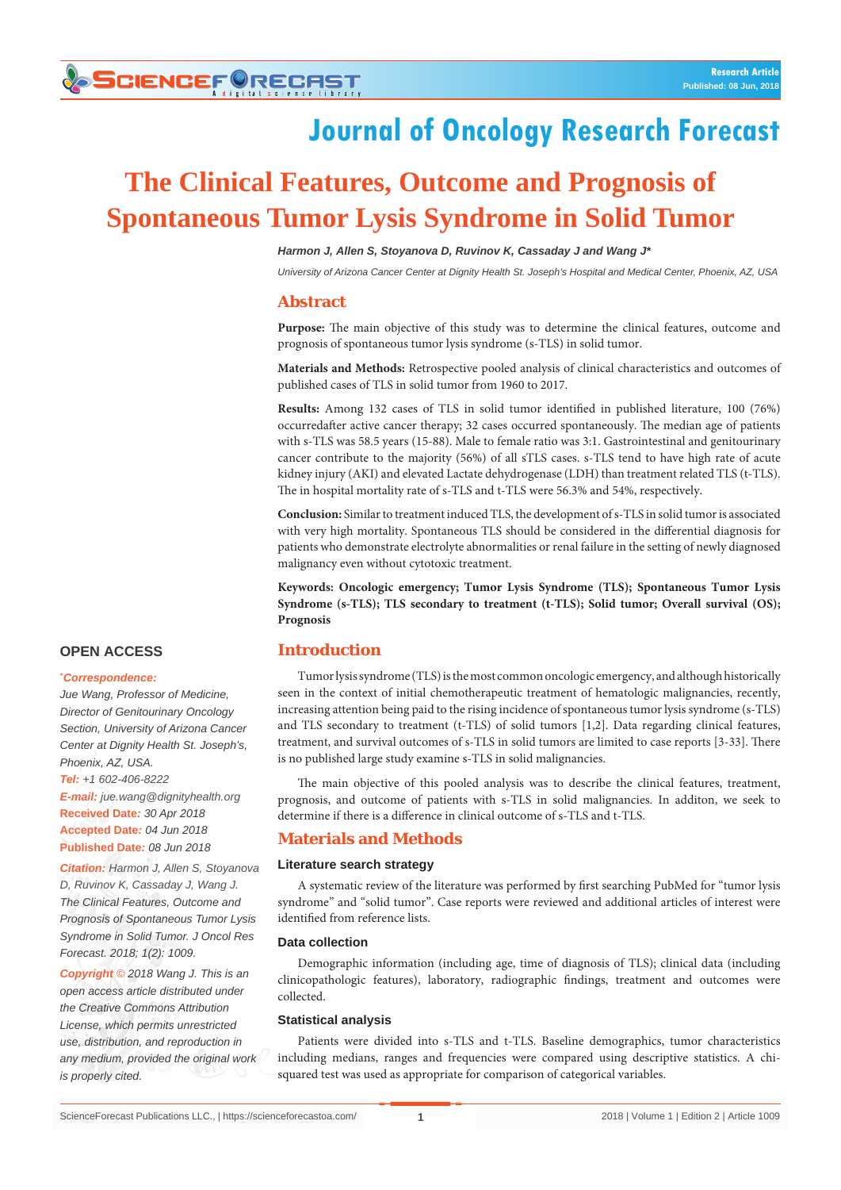Research Article

Published: 08 Jun, 2018

# Journal of Oncology Research Forecast

# The Clinical Features, Outcome and Prognosis of Spontaneous Tumor Lysis Syndrome in Solid Tumor

***Harmon J, Allen S, Stoyanova D, Ruvinov K, Cassaday J and Wang J****

*University of Arizona Cancer Center at Dignity Health St. Joseph's Hospital and Medical Center, Phoenix, AZ, USA*

## Abstract

**Purpose:** The main objective of this study was to determine the clinical features, outcome and prognosis of spontaneous tumor lysis syndrome (s-TLS) in solid tumor.

**Materials and Methods:** Retrospective pooled analysis of clinical characteristics and outcomes of published cases of TLS in solid tumor from 1960 to 2017.

**Results:** Among 132 cases of TLS in solid tumor identified in published literature, 100 (76%) occurredafter active cancer therapy; 32 cases occurred spontaneously. The median age of patients with s-TLS was 58.5 years (15-88). Male to female ratio was 3:1. Gastrointestinal and genitourinary cancer contribute to the majority (56%) of all sTLS cases. s-TLS tend to have high rate of acute kidney injury (AKI) and elevated Lactate dehydrogenase (LDH) than treatment related TLS (t-TLS). The in hospital mortality rate of s-TLS and t-TLS were 56.3% and 54%, respectively.

**Conclusion:** Similar to treatment induced TLS, the development of s-TLS in solid tumor is associated with very high mortality. Spontaneous TLS should be considered in the differential diagnosis for patients who demonstrate electrolyte abnormalities or renal failure in the setting of newly diagnosed malignancy even without cytotoxic treatment.

**Keywords: Oncologic emergency; Tumor Lysis Syndrome (TLS); Spontaneous Tumor Lysis Syndrome (s-TLS); TLS secondary to treatment (t-TLS); Solid tumor; Overall survival (OS); Prognosis**

## Introduction

Tumor lysis syndrome (TLS) is the most common oncologic emergency, and although historically seen in the context of initial chemotherapeutic treatment of hematologic malignancies, recently, increasing attention being paid to the rising incidence of spontaneous tumor lysis syndrome (s-TLS) and TLS secondary to treatment (t-TLS) of solid tumors [1,2]. Data regarding clinical features, treatment, and survival outcomes of s-TLS in solid tumors are limited to case reports [3-33]. There is no published large study examine s-TLS in solid malignancies.

The main objective of this pooled analysis was to describe the clinical features, treatment, prognosis, and outcome of patients with s-TLS in solid malignancies. In additon, we seek to determine if there is a difference in clinical outcome of s-TLS and t-TLS.

## Materials and Methods

### Literature search strategy

A systematic review of the literature was performed by first searching PubMed for "tumor lysis syndrome" and "solid tumor". Case reports were reviewed and additional articles of interest were identified from reference lists.

### Data collection

Demographic information (including age, time of diagnosis of TLS); clinical data (including clinicopathologic features), laboratory, radiographic findings, treatment and outcomes were collected.

### Statistical analysis

Patients were divided into s-TLS and t-TLS. Baseline demographics, tumor characteristics including medians, ranges and frequencies were compared using descriptive statistics. A chi-squared test was used as appropriate for comparison of categorical variables.

**OPEN ACCESS**

***Correspondence:***

*Jue Wang, Professor of Medicine, Director of Genitourinary Oncology Section, University of Arizona Cancer Center at Dignity Health St. Joseph's, Phoenix, AZ, USA.*

***Tel:*** *+1 602-406-8222*

***E-mail:*** *jue.wang@dignityhealth.org*

***Received Date:*** *30 Apr 2018*

***Accepted Date:*** *04 Jun 2018*

***Published Date:*** *08 Jun 2018*

***Citation:*** *Harmon J, Allen S, Stoyanova D, Ruvinov K, Cassaday J, Wang J. The Clinical Features, Outcome and Prognosis of Spontaneous Tumor Lysis Syndrome in Solid Tumor. J Oncol Res Forecast. 2018; 1(2): 1009.*

***Copyright © 2018 Wang J.*** *This is an open access article distributed under the Creative Commons Attribution License, which permits unrestricted use, distribution, and reproduction in any medium, provided the original work is properly cited.*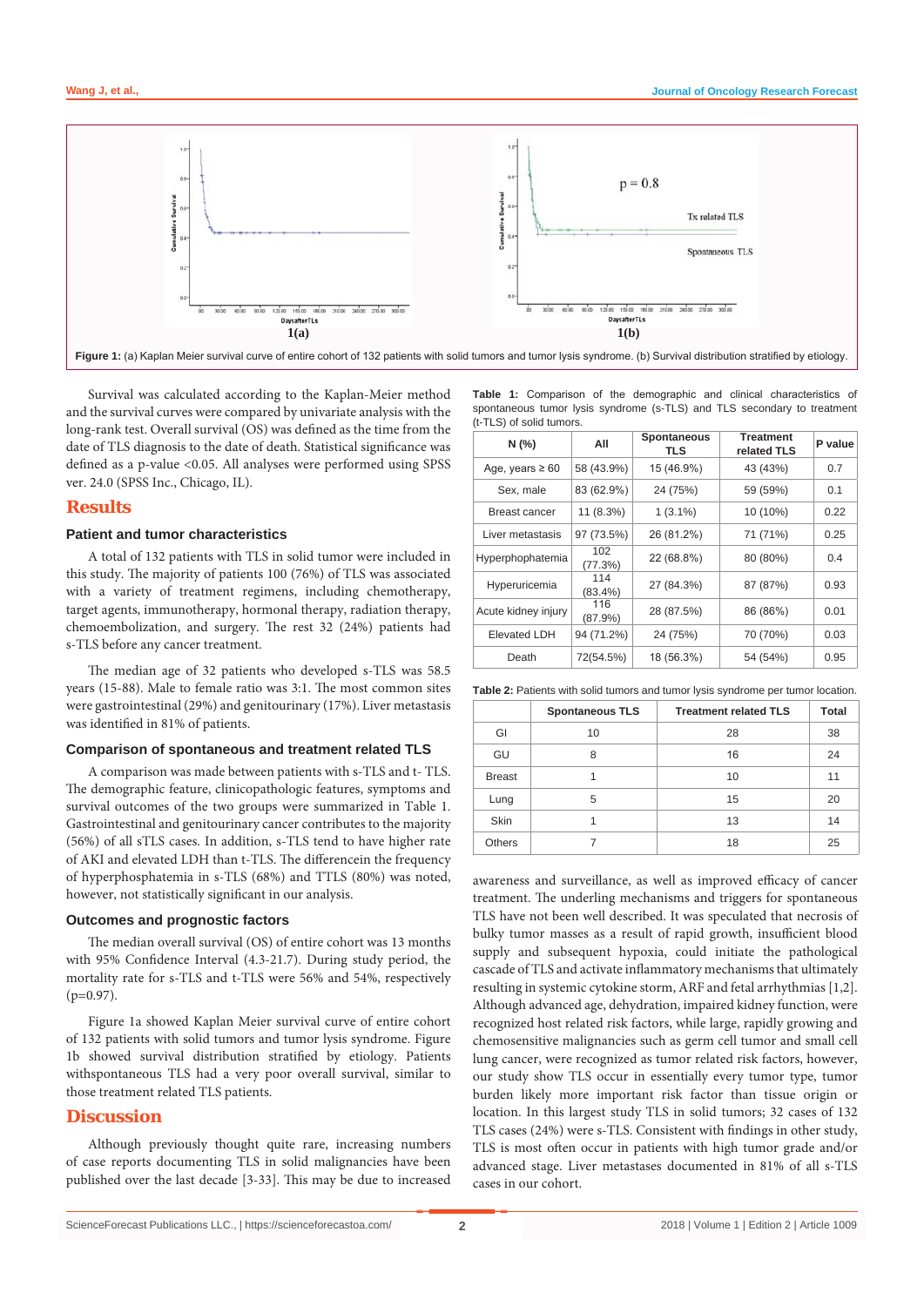Figure 1: (a) Kaplan Meier survival curve of entire cohort of 132 patients with solid tumors and tumor lysis syndrome. (b) Survival distribution stratified by etiology.

Survival was calculated according to the Kaplan-Meier method and the survival curves were compared by univariate analysis with the long-rank test. Overall survival (OS) was defined as the time from the date of TLS diagnosis to the date of death. Statistical significance was defined as a p-value <0.05. All analyses were performed using SPSS ver. 24.0 (SPSS Inc., Chicago, IL).

## Results

### Patient and tumor characteristics

A total of 132 patients with TLS in solid tumor were included in this study. The majority of patients 100 (76%) of TLS was associated with a variety of treatment regimens, including chemotherapy, target agents, immunotherapy, hormonal therapy, radiation therapy, chemoembolization, and surgery. The rest 32 (24%) patients had s-TLS before any cancer treatment.

The median age of 32 patients who developed s-TLS was 58.5 years (15-88). Male to female ratio was 3:1. The most common sites were gastrointestinal (29%) and genitourinary (17%). Liver metastasis was identified in 81% of patients.

### Comparison of spontaneous and treatment related TLS

A comparison was made between patients with s-TLS and t- TLS. The demographic feature, clinicopathologic features, symptoms and survival outcomes of the two groups were summarized in Table 1. Gastrointestinal and genitourinary cancer contributes to the majority (56%) of all sTLS cases. In addition, s-TLS tend to have higher rate of AKI and elevated LDH than t-TLS. The differencein the frequency of hyperphosphatemia in s-TLS (68%) and TTLS (80%) was noted, however, not statistically significant in our analysis.

### Outcomes and prognostic factors

The median overall survival (OS) of entire cohort was 13 months with 95% Confidence Interval (4.3-21.7). During study period, the mortality rate for s-TLS and t-TLS were 56% and 54%, respectively (p=0.97).

Figure 1a showed Kaplan Meier survival curve of entire cohort of 132 patients with solid tumors and tumor lysis syndrome. Figure 1b showed survival distribution stratified by etiology. Patients withspontaneous TLS had a very poor overall survival, similar to those treatment related TLS patients.

## Discussion

Although previously thought quite rare, increasing numbers of case reports documenting TLS in solid malignancies have been published over the last decade [3-33]. This may be due to increased awareness and surveillance, as well as improved efficacy of cancer treatment. The underling mechanisms and triggers for spontaneous TLS have not been well described. It was speculated that necrosis of bulky tumor masses as a result of rapid growth, insufficient blood supply and subsequent hypoxia, could initiate the pathological cascade of TLS and activate inflammatory mechanisms that ultimately resulting in systemic cytokine storm, ARF and fetal arrhythmias [1,2]. Although advanced age, dehydration, impaired kidney function, were recognized host related risk factors, while large, rapidly growing and chemosensitive malignancies such as germ cell tumor and small cell lung cancer, were recognized as tumor related risk factors, however, our study show TLS occur in essentially every tumor type, tumor burden likely more important risk factor than tissue origin or location. In this largest study TLS in solid tumors; 32 cases of 132 TLS cases (24%) were s-TLS. Consistent with findings in other study, TLS is most often occur in patients with high tumor grade and/or advanced stage. Liver metastases documented in 81% of all s-TLS cases in our cohort.

**Table 1:** Comparison of the demographic and clinical characteristics of spontaneous tumor lysis syndrome (s-TLS) and TLS secondary to treatment (t-TLS) of solid tumors.

| N (%) | All | Spontaneous TLS | Treatment related TLS | P value |
|---|---|---|---|---|
| Age, years ≥ 60 | 58 (43.9%) | 15 (46.9%) | 43 (43%) | 0.7 |
| Sex, male | 83 (62.9%) | 24 (75%) | 59 (59%) | 0.1 |
| Breast cancer | 11 (8.3%) | 1 (3.1%) | 10 (10%) | 0.22 |
| Liver metastasis | 97 (73.5%) | 26 (81.2%) | 71 (71%) | 0.25 |
| Hyperphophatemia | 102 (77.3%) | 22 (68.8%) | 80 (80%) | 0.4 |
| Hyperuricemia | 114 (83.4%) | 27 (84.3%) | 87 (87%) | 0.93 |
| Acute kidney injury | 116 (87.9%) | 28 (87.5%) | 86 (86%) | 0.01 |
| Elevated LDH | 94 (71.2%) | 24 (75%) | 70 (70%) | 0.03 |
| Death | 72(54.5%) | 18 (56.3%) | 54 (54%) | 0.95 |

**Table 2:** Patients with solid tumors and tumor lysis syndrome per tumor location.

| | Spontaneous TLS | Treatment related TLS | Total |
|---|---|---|---|
| GI | 10 | 28 | 38 |
| GU | 8 | 16 | 24 |
| Breast | 1 | 10 | 11 |
| Lung | 5 | 15 | 20 |
| Skin | 1 | 13 | 14 |
| Others | 7 | 18 | 25 |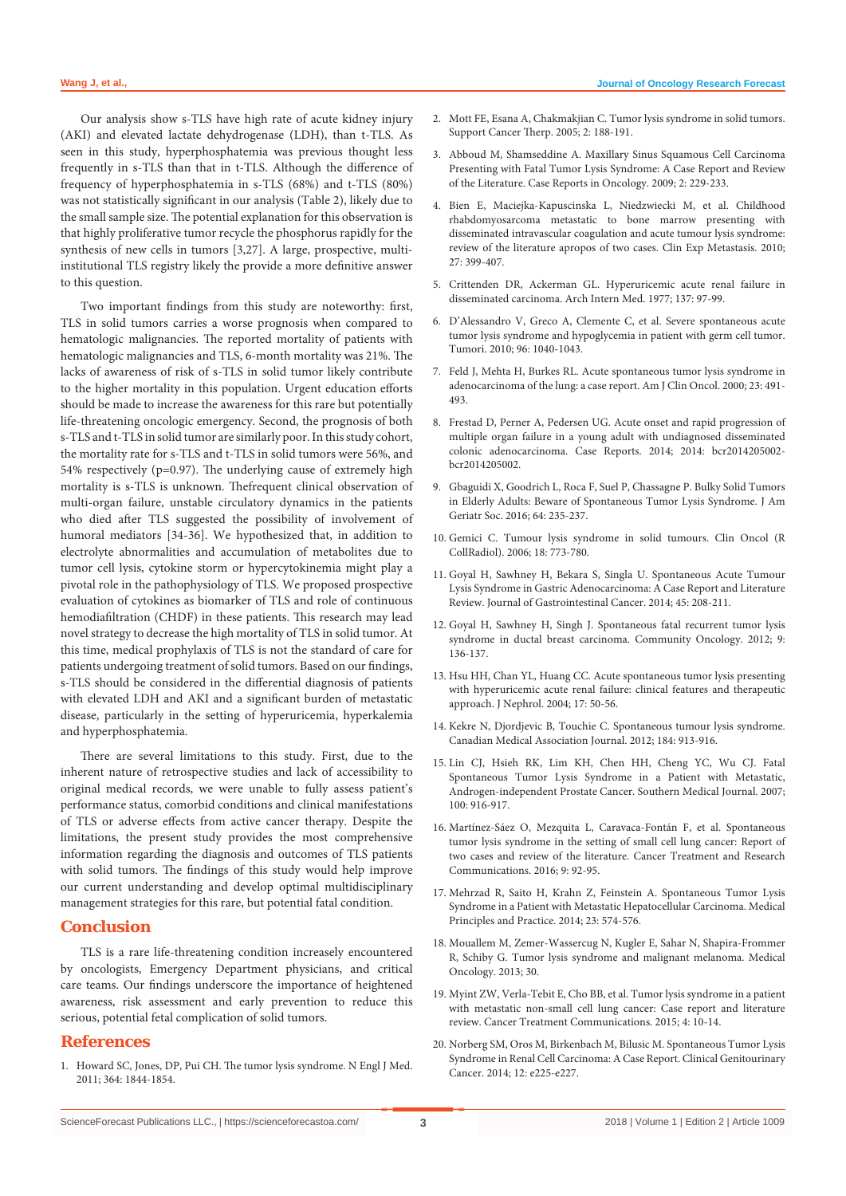Our analysis show s-TLS have high rate of acute kidney injury (AKI) and elevated lactate dehydrogenase (LDH), than t-TLS. As seen in this study, hyperphosphatemia was previous thought less frequently in s-TLS than that in t-TLS. Although the difference of frequency of hyperphosphatemia in s-TLS (68%) and t-TLS (80%) was not statistically significant in our analysis (Table 2), likely due to the small sample size. The potential explanation for this observation is that highly proliferative tumor recycle the phosphorus rapidly for the synthesis of new cells in tumors [3,27]. A large, prospective, multi-institutional TLS registry likely the provide a more definitive answer to this question.

Two important findings from this study are noteworthy: first, TLS in solid tumors carries a worse prognosis when compared to hematologic malignancies. The reported mortality of patients with hematologic malignancies and TLS, 6-month mortality was 21%. The lacks of awareness of risk of s-TLS in solid tumor likely contribute to the higher mortality in this population. Urgent education efforts should be made to increase the awareness for this rare but potentially life-threatening oncologic emergency. Second, the prognosis of both s-TLS and t-TLS in solid tumor are similarly poor. In this study cohort, the mortality rate for s-TLS and t-TLS in solid tumors were 56%, and 54% respectively (p=0.97). The underlying cause of extremely high mortality is s-TLS is unknown. Thefrequent clinical observation of multi-organ failure, unstable circulatory dynamics in the patients who died after TLS suggested the possibility of involvement of humoral mediators [34-36]. We hypothesized that, in addition to electrolyte abnormalities and accumulation of metabolites due to tumor cell lysis, cytokine storm or hypercytokinemia might play a pivotal role in the pathophysiology of TLS. We proposed prospective evaluation of cytokines as biomarker of TLS and role of continuous hemodiafiltration (CHDF) in these patients. This research may lead novel strategy to decrease the high mortality of TLS in solid tumor. At this time, medical prophylaxis of TLS is not the standard of care for patients undergoing treatment of solid tumors. Based on our findings, s-TLS should be considered in the differential diagnosis of patients with elevated LDH and AKI and a significant burden of metastatic disease, particularly in the setting of hyperuricemia, hyperkalemia and hyperphosphatemia.

There are several limitations to this study. First, due to the inherent nature of retrospective studies and lack of accessibility to original medical records, we were unable to fully assess patient's performance status, comorbid conditions and clinical manifestations of TLS or adverse effects from active cancer therapy. Despite the limitations, the present study provides the most comprehensive information regarding the diagnosis and outcomes of TLS patients with solid tumors. The findings of this study would help improve our current understanding and develop optimal multidisciplinary management strategies for this rare, but potential fatal condition.

## Conclusion

TLS is a rare life-threatening condition increasely encountered by oncologists, Emergency Department physicians, and critical care teams. Our findings underscore the importance of heightened awareness, risk assessment and early prevention to reduce this serious, potential fetal complication of solid tumors.

## References

1. Howard SC, Jones, DP, Pui CH. The tumor lysis syndrome. N Engl J Med. 2011; 364: 1844-1854.
2. Mott FE, Esana A, Chakmakjian C. Tumor lysis syndrome in solid tumors. Support Cancer Therp. 2005; 2: 188-191.
3. Abboud M, Shamseddine A. Maxillary Sinus Squamous Cell Carcinoma Presenting with Fatal Tumor Lysis Syndrome: A Case Report and Review of the Literature. Case Reports in Oncology. 2009; 2: 229-233.
4. Bien E, Maciejka-Kapuscinska L, Niedzwiecki M, et al. Childhood rhabdomyosarcoma metastatic to bone marrow presenting with disseminated intravascular coagulation and acute tumour lysis syndrome: review of the literature apropos of two cases. Clin Exp Metastasis. 2010; 27: 399-407.
5. Crittenden DR, Ackerman GL. Hyperuricemic acute renal failure in disseminated carcinoma. Arch Intern Med. 1977; 137: 97-99.
6. D'Alessandro V, Greco A, Clemente C, et al. Severe spontaneous acute tumor lysis syndrome and hypoglycemia in patient with germ cell tumor. Tumori. 2010; 96: 1040-1043.
7. Feld J, Mehta H, Burkes RL. Acute spontaneous tumor lysis syndrome in adenocarcinoma of the lung: a case report. Am J Clin Oncol. 2000; 23: 491-493.
8. Frestad D, Perner A, Pedersen UG. Acute onset and rapid progression of multiple organ failure in a young adult with undiagnosed disseminated colonic adenocarcinoma. Case Reports. 2014; 2014: bcr2014205002-bcr2014205002.
9. Gbaguidi X, Goodrich L, Roca F, Suel P, Chassagne P. Bulky Solid Tumors in Elderly Adults: Beware of Spontaneous Tumor Lysis Syndrome. J Am Geriatr Soc. 2016; 64: 235-237.
10. Gemici C. Tumour lysis syndrome in solid tumours. Clin Oncol (R CollRadiol). 2006; 18: 773-780.
11. Goyal H, Sawhney H, Bekara S, Singla U. Spontaneous Acute Tumour Lysis Syndrome in Gastric Adenocarcinoma: A Case Report and Literature Review. Journal of Gastrointestinal Cancer. 2014; 45: 208-211.
12. Goyal H, Sawhney H, Singh J. Spontaneous fatal recurrent tumor lysis syndrome in ductal breast carcinoma. Community Oncology. 2012; 9: 136-137.
13. Hsu HH, Chan YL, Huang CC. Acute spontaneous tumor lysis presenting with hyperuricemic acute renal failure: clinical features and therapeutic approach. J Nephrol. 2004; 17: 50-56.
14. Kekre N, Djordjevic B, Touchie C. Spontaneous tumour lysis syndrome. Canadian Medical Association Journal. 2012; 184: 913-916.
15. Lin CJ, Hsieh RK, Lim KH, Chen HH, Cheng YC, Wu CJ. Fatal Spontaneous Tumor Lysis Syndrome in a Patient with Metastatic, Androgen-independent Prostate Cancer. Southern Medical Journal. 2007; 100: 916-917.
16. Martínez-Sáez O, Mezquita L, Caravaca-Fontán F, et al. Spontaneous tumor lysis syndrome in the setting of small cell lung cancer: Report of two cases and review of the literature. Cancer Treatment and Research Communications. 2016; 9: 92-95.
17. Mehrzad R, Saito H, Krahn Z, Feinstein A. Spontaneous Tumor Lysis Syndrome in a Patient with Metastatic Hepatocellular Carcinoma. Medical Principles and Practice. 2014; 23: 574-576.
18. Mouallem M, Zemer-Wassercug N, Kugler E, Sahar N, Shapira-Frommer R, Schiby G. Tumor lysis syndrome and malignant melanoma. Medical Oncology. 2013; 30.
19. Myint ZW, Verla-Tebit E, Cho BB, et al. Tumor lysis syndrome in a patient with metastatic non-small cell lung cancer: Case report and literature review. Cancer Treatment Communications. 2015; 4: 10-14.
20. Norberg SM, Oros M, Birkenbach M, Bilusic M. Spontaneous Tumor Lysis Syndrome in Renal Cell Carcinoma: A Case Report. Clinical Genitourinary Cancer. 2014; 12: e225-e227.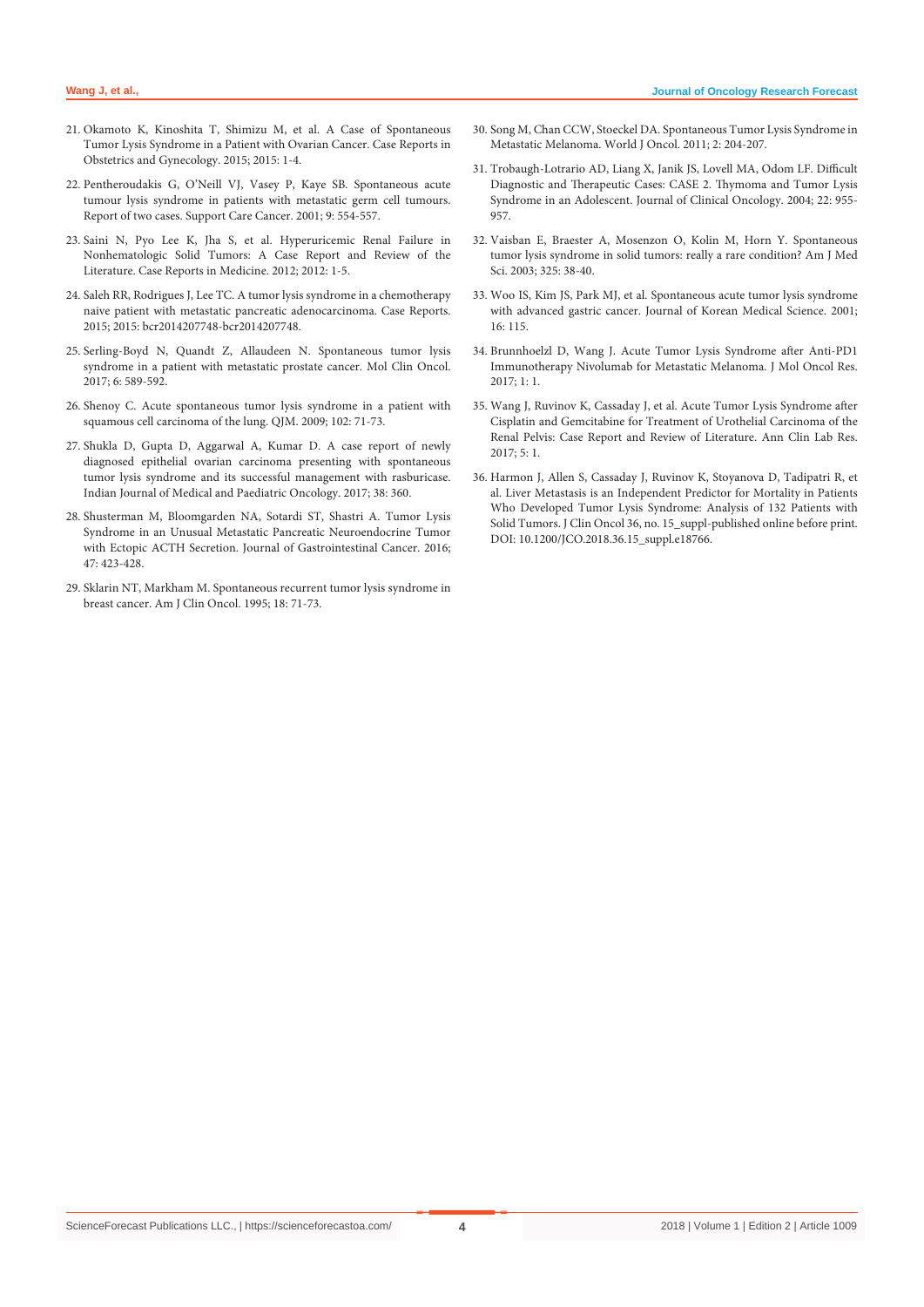21. Okamoto K, Kinoshita T, Shimizu M, et al. A Case of Spontaneous Tumor Lysis Syndrome in a Patient with Ovarian Cancer. Case Reports in Obstetrics and Gynecology. 2015; 2015: 1-4.

22. Pentheroudakis G, O'Neill VJ, Vasey P, Kaye SB. Spontaneous acute tumour lysis syndrome in patients with metastatic germ cell tumours. Report of two cases. Support Care Cancer. 2001; 9: 554-557.

23. Saini N, Pyo Lee K, Jha S, et al. Hyperuricemic Renal Failure in Nonhematologic Solid Tumors: A Case Report and Review of the Literature. Case Reports in Medicine. 2012; 2012: 1-5.

24. Saleh RR, Rodrigues J, Lee TC. A tumor lysis syndrome in a chemotherapy naive patient with metastatic pancreatic adenocarcinoma. Case Reports. 2015; 2015: bcr2014207748-bcr2014207748.

25. Serling-Boyd N, Quandt Z, Allaudeen N. Spontaneous tumor lysis syndrome in a patient with metastatic prostate cancer. Mol Clin Oncol. 2017; 6: 589-592.

26. Shenoy C. Acute spontaneous tumor lysis syndrome in a patient with squamous cell carcinoma of the lung. QJM. 2009; 102: 71-73.

27. Shukla D, Gupta D, Aggarwal A, Kumar D. A case report of newly diagnosed epithelial ovarian carcinoma presenting with spontaneous tumor lysis syndrome and its successful management with rasburicase. Indian Journal of Medical and Paediatric Oncology. 2017; 38: 360.

28. Shusterman M, Bloomgarden NA, Sotardi ST, Shastri A. Tumor Lysis Syndrome in an Unusual Metastatic Pancreatic Neuroendocrine Tumor with Ectopic ACTH Secretion. Journal of Gastrointestinal Cancer. 2016; 47: 423-428.

29. Sklarin NT, Markham M. Spontaneous recurrent tumor lysis syndrome in breast cancer. Am J Clin Oncol. 1995; 18: 71-73.

30. Song M, Chan CCW, Stoeckel DA. Spontaneous Tumor Lysis Syndrome in Metastatic Melanoma. World J Oncol. 2011; 2: 204-207.

31. Trobaugh-Lotrario AD, Liang X, Janik JS, Lovell MA, Odom LF. Difficult Diagnostic and Therapeutic Cases: CASE 2. Thymoma and Tumor Lysis Syndrome in an Adolescent. Journal of Clinical Oncology. 2004; 22: 955-957.

32. Vaisban E, Braester A, Mosenzon O, Kolin M, Horn Y. Spontaneous tumor lysis syndrome in solid tumors: really a rare condition? Am J Med Sci. 2003; 325: 38-40.

33. Woo IS, Kim JS, Park MJ, et al. Spontaneous acute tumor lysis syndrome with advanced gastric cancer. Journal of Korean Medical Science. 2001; 16: 115.

34. Brunnhoelzl D, Wang J. Acute Tumor Lysis Syndrome after Anti-PD1 Immunotherapy Nivolumab for Metastatic Melanoma. J Mol Oncol Res. 2017; 1: 1.

35. Wang J, Ruvinov K, Cassaday J, et al. Acute Tumor Lysis Syndrome after Cisplatin and Gemcitabine for Treatment of Urothelial Carcinoma of the Renal Pelvis: Case Report and Review of Literature. Ann Clin Lab Res. 2017; 5: 1.

36. Harmon J, Allen S, Cassaday J, Ruvinov K, Stoyanova D, Tadipatri R, et al. Liver Metastasis is an Independent Predictor for Mortality in Patients Who Developed Tumor Lysis Syndrome: Analysis of 132 Patients with Solid Tumors. J Clin Oncol 36, no. 15_suppl-published online before print. DOI: 10.1200/JCO.2018.36.15_suppl.e18766.